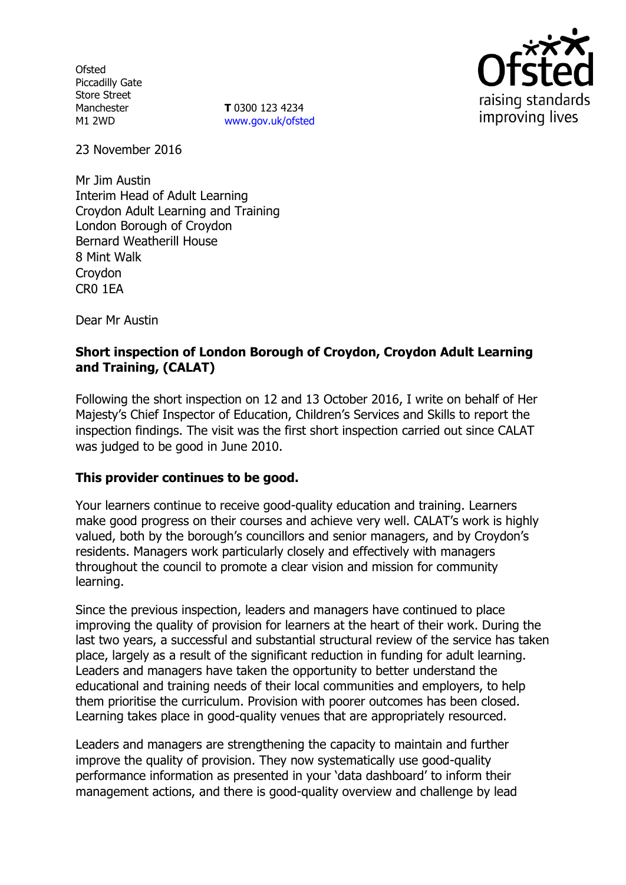Ofsted
Piccadilly Gate
Store Street
Manchester
M1 2WD

**T** 0300 123 4234
www.gov.uk/ofsted

23 November 2016

Mr Jim Austin
Interim Head of Adult Learning
Croydon Adult Learning and Training
London Borough of Croydon
Bernard Weatherill House
8 Mint Walk
Croydon
CR0 1EA

Dear Mr Austin

**Short inspection of London Borough of Croydon, Croydon Adult Learning and Training, (CALAT)**

Following the short inspection on 12 and 13 October 2016, I write on behalf of Her Majesty's Chief Inspector of Education, Children's Services and Skills to report the inspection findings. The visit was the first short inspection carried out since CALAT was judged to be good in June 2010.

**This provider continues to be good.**

Your learners continue to receive good-quality education and training. Learners make good progress on their courses and achieve very well. CALAT's work is highly valued, both by the borough's councillors and senior managers, and by Croydon's residents. Managers work particularly closely and effectively with managers throughout the council to promote a clear vision and mission for community learning.

Since the previous inspection, leaders and managers have continued to place improving the quality of provision for learners at the heart of their work. During the last two years, a successful and substantial structural review of the service has taken place, largely as a result of the significant reduction in funding for adult learning. Leaders and managers have taken the opportunity to better understand the educational and training needs of their local communities and employers, to help them prioritise the curriculum. Provision with poorer outcomes has been closed. Learning takes place in good-quality venues that are appropriately resourced.

Leaders and managers are strengthening the capacity to maintain and further improve the quality of provision. They now systematically use good-quality performance information as presented in your 'data dashboard' to inform their management actions, and there is good-quality overview and challenge by lead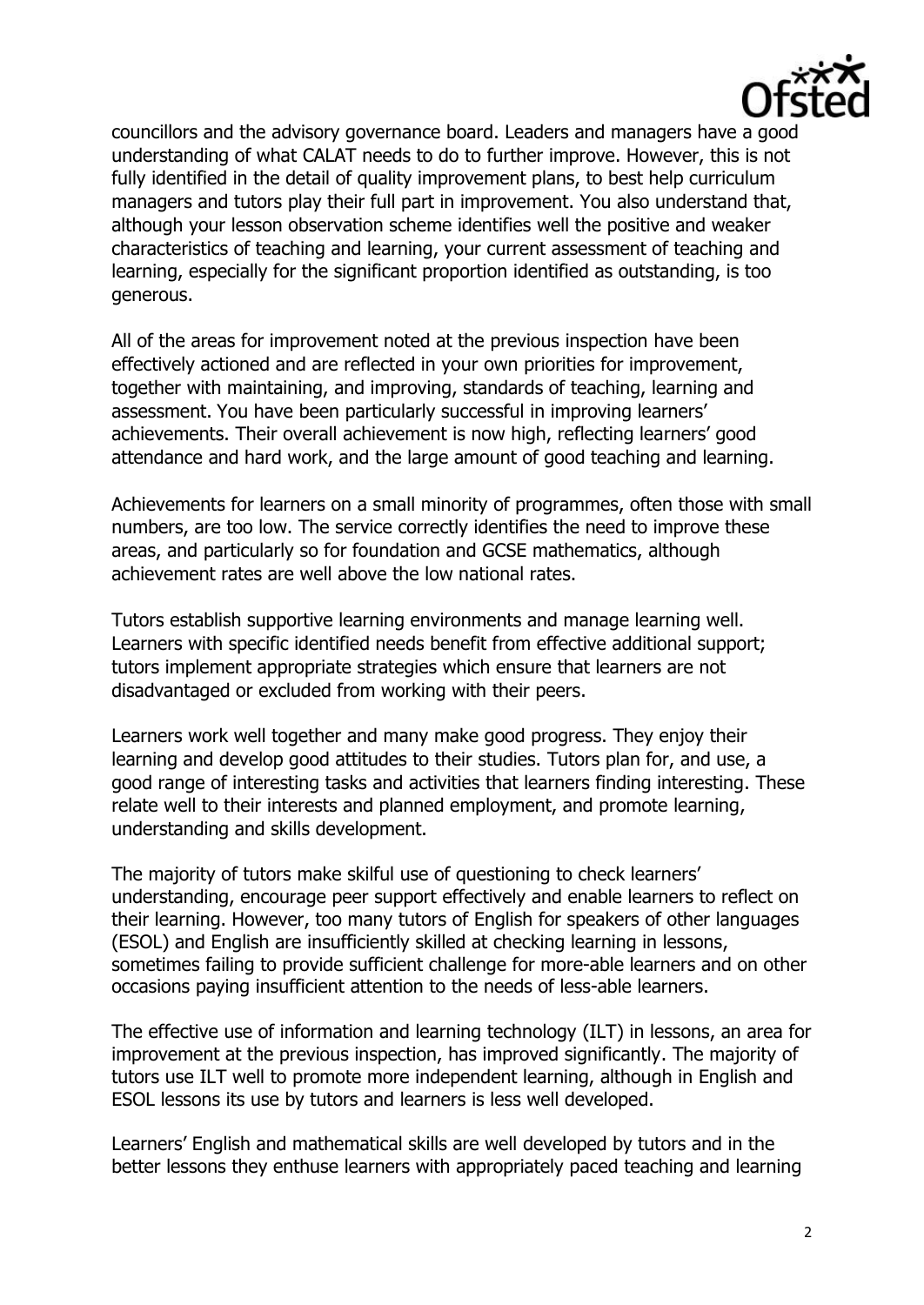councillors and the advisory governance board. Leaders and managers have a good understanding of what CALAT needs to do to further improve. However, this is not fully identified in the detail of quality improvement plans, to best help curriculum managers and tutors play their full part in improvement. You also understand that, although your lesson observation scheme identifies well the positive and weaker characteristics of teaching and learning, your current assessment of teaching and learning, especially for the significant proportion identified as outstanding, is too generous.

All of the areas for improvement noted at the previous inspection have been effectively actioned and are reflected in your own priorities for improvement, together with maintaining, and improving, standards of teaching, learning and assessment. You have been particularly successful in improving learners' achievements. Their overall achievement is now high, reflecting learners' good attendance and hard work, and the large amount of good teaching and learning.

Achievements for learners on a small minority of programmes, often those with small numbers, are too low. The service correctly identifies the need to improve these areas, and particularly so for foundation and GCSE mathematics, although achievement rates are well above the low national rates.

Tutors establish supportive learning environments and manage learning well. Learners with specific identified needs benefit from effective additional support; tutors implement appropriate strategies which ensure that learners are not disadvantaged or excluded from working with their peers.

Learners work well together and many make good progress. They enjoy their learning and develop good attitudes to their studies. Tutors plan for, and use, a good range of interesting tasks and activities that learners finding interesting. These relate well to their interests and planned employment, and promote learning, understanding and skills development.

The majority of tutors make skilful use of questioning to check learners' understanding, encourage peer support effectively and enable learners to reflect on their learning. However, too many tutors of English for speakers of other languages (ESOL) and English are insufficiently skilled at checking learning in lessons, sometimes failing to provide sufficient challenge for more-able learners and on other occasions paying insufficient attention to the needs of less-able learners.

The effective use of information and learning technology (ILT) in lessons, an area for improvement at the previous inspection, has improved significantly. The majority of tutors use ILT well to promote more independent learning, although in English and ESOL lessons its use by tutors and learners is less well developed.

Learners' English and mathematical skills are well developed by tutors and in the better lessons they enthuse learners with appropriately paced teaching and learning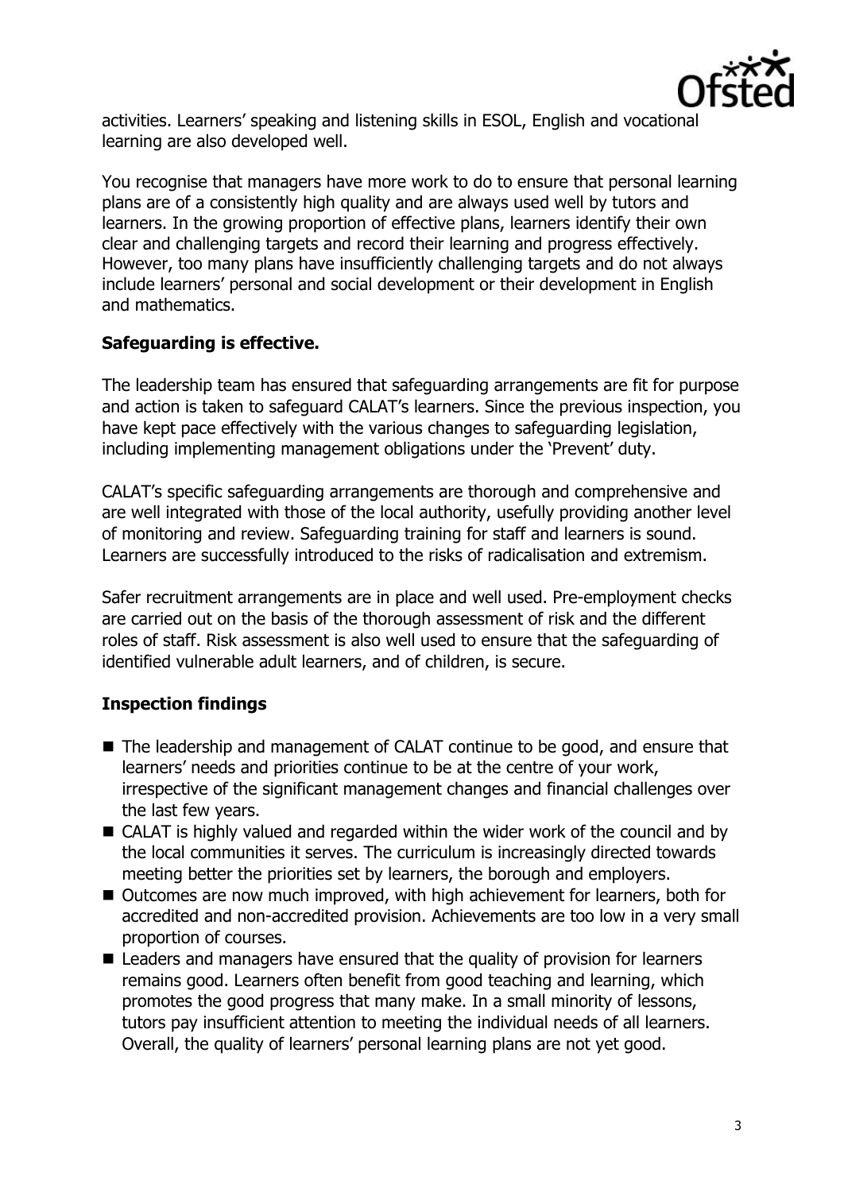activities. Learners' speaking and listening skills in ESOL, English and vocational learning are also developed well.

You recognise that managers have more work to do to ensure that personal learning plans are of a consistently high quality and are always used well by tutors and learners. In the growing proportion of effective plans, learners identify their own clear and challenging targets and record their learning and progress effectively. However, too many plans have insufficiently challenging targets and do not always include learners' personal and social development or their development in English and mathematics.

**Safeguarding is effective.**

The leadership team has ensured that safeguarding arrangements are fit for purpose and action is taken to safeguard CALAT's learners. Since the previous inspection, you have kept pace effectively with the various changes to safeguarding legislation, including implementing management obligations under the 'Prevent' duty.

CALAT's specific safeguarding arrangements are thorough and comprehensive and are well integrated with those of the local authority, usefully providing another level of monitoring and review. Safeguarding training for staff and learners is sound. Learners are successfully introduced to the risks of radicalisation and extremism.

Safer recruitment arrangements are in place and well used. Pre-employment checks are carried out on the basis of the thorough assessment of risk and the different roles of staff. Risk assessment is also well used to ensure that the safeguarding of identified vulnerable adult learners, and of children, is secure.

**Inspection findings**

- The leadership and management of CALAT continue to be good, and ensure that learners' needs and priorities continue to be at the centre of your work, irrespective of the significant management changes and financial challenges over the last few years.
- CALAT is highly valued and regarded within the wider work of the council and by the local communities it serves. The curriculum is increasingly directed towards meeting better the priorities set by learners, the borough and employers.
- Outcomes are now much improved, with high achievement for learners, both for accredited and non-accredited provision. Achievements are too low in a very small proportion of courses.
- Leaders and managers have ensured that the quality of provision for learners remains good. Learners often benefit from good teaching and learning, which promotes the good progress that many make. In a small minority of lessons, tutors pay insufficient attention to meeting the individual needs of all learners. Overall, the quality of learners' personal learning plans are not yet good.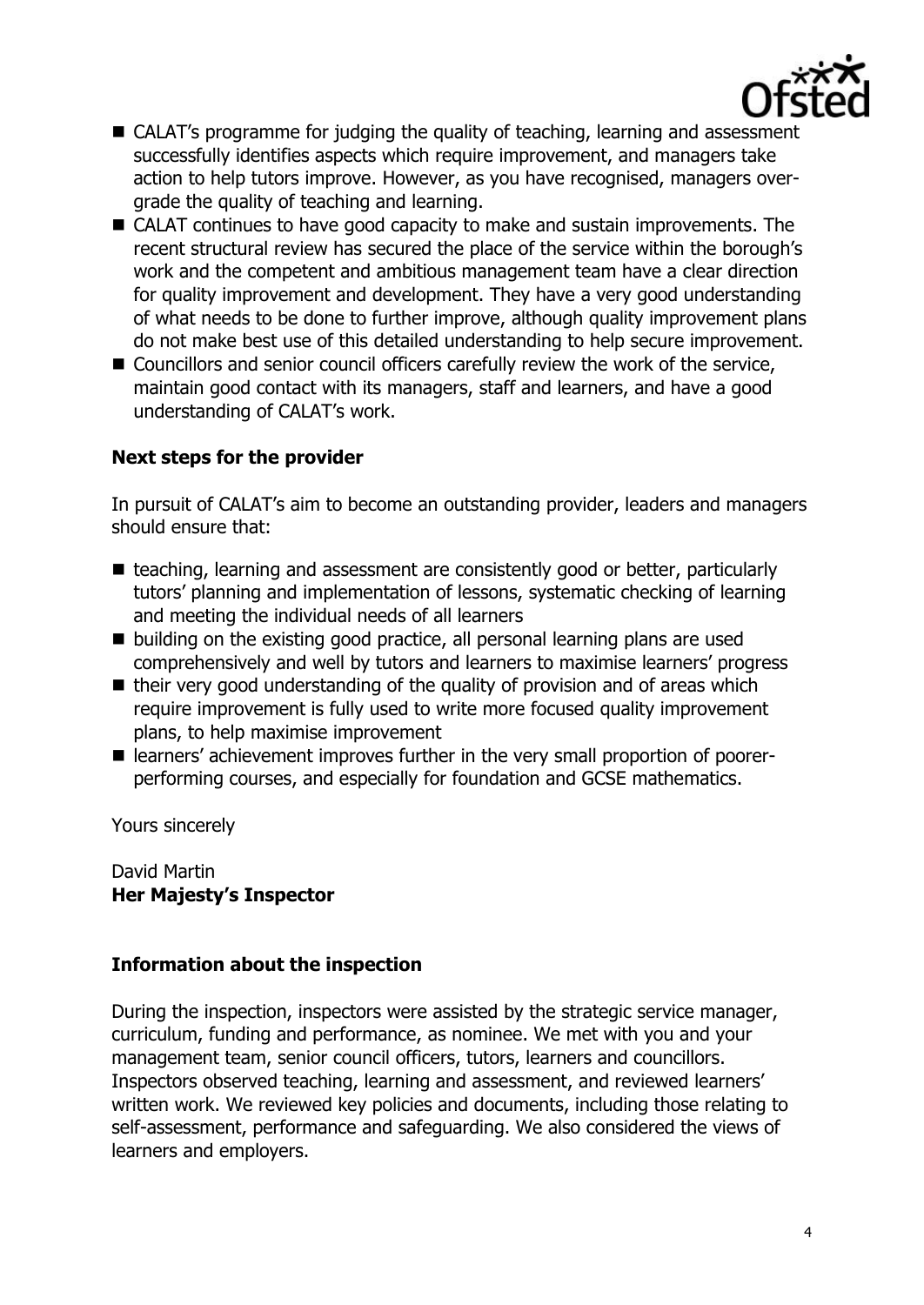- CALAT's programme for judging the quality of teaching, learning and assessment successfully identifies aspects which require improvement, and managers take action to help tutors improve. However, as you have recognised, managers over-grade the quality of teaching and learning.
- CALAT continues to have good capacity to make and sustain improvements. The recent structural review has secured the place of the service within the borough's work and the competent and ambitious management team have a clear direction for quality improvement and development. They have a very good understanding of what needs to be done to further improve, although quality improvement plans do not make best use of this detailed understanding to help secure improvement.
- Councillors and senior council officers carefully review the work of the service, maintain good contact with its managers, staff and learners, and have a good understanding of CALAT's work.

**Next steps for the provider**

In pursuit of CALAT's aim to become an outstanding provider, leaders and managers should ensure that:

- teaching, learning and assessment are consistently good or better, particularly tutors' planning and implementation of lessons, systematic checking of learning and meeting the individual needs of all learners
- building on the existing good practice, all personal learning plans are used comprehensively and well by tutors and learners to maximise learners' progress
- their very good understanding of the quality of provision and of areas which require improvement is fully used to write more focused quality improvement plans, to help maximise improvement
- learners' achievement improves further in the very small proportion of poorer-performing courses, and especially for foundation and GCSE mathematics.

Yours sincerely

David Martin
**Her Majesty's Inspector**

**Information about the inspection**

During the inspection, inspectors were assisted by the strategic service manager, curriculum, funding and performance, as nominee. We met with you and your management team, senior council officers, tutors, learners and councillors. Inspectors observed teaching, learning and assessment, and reviewed learners' written work. We reviewed key policies and documents, including those relating to self-assessment, performance and safeguarding. We also considered the views of learners and employers.